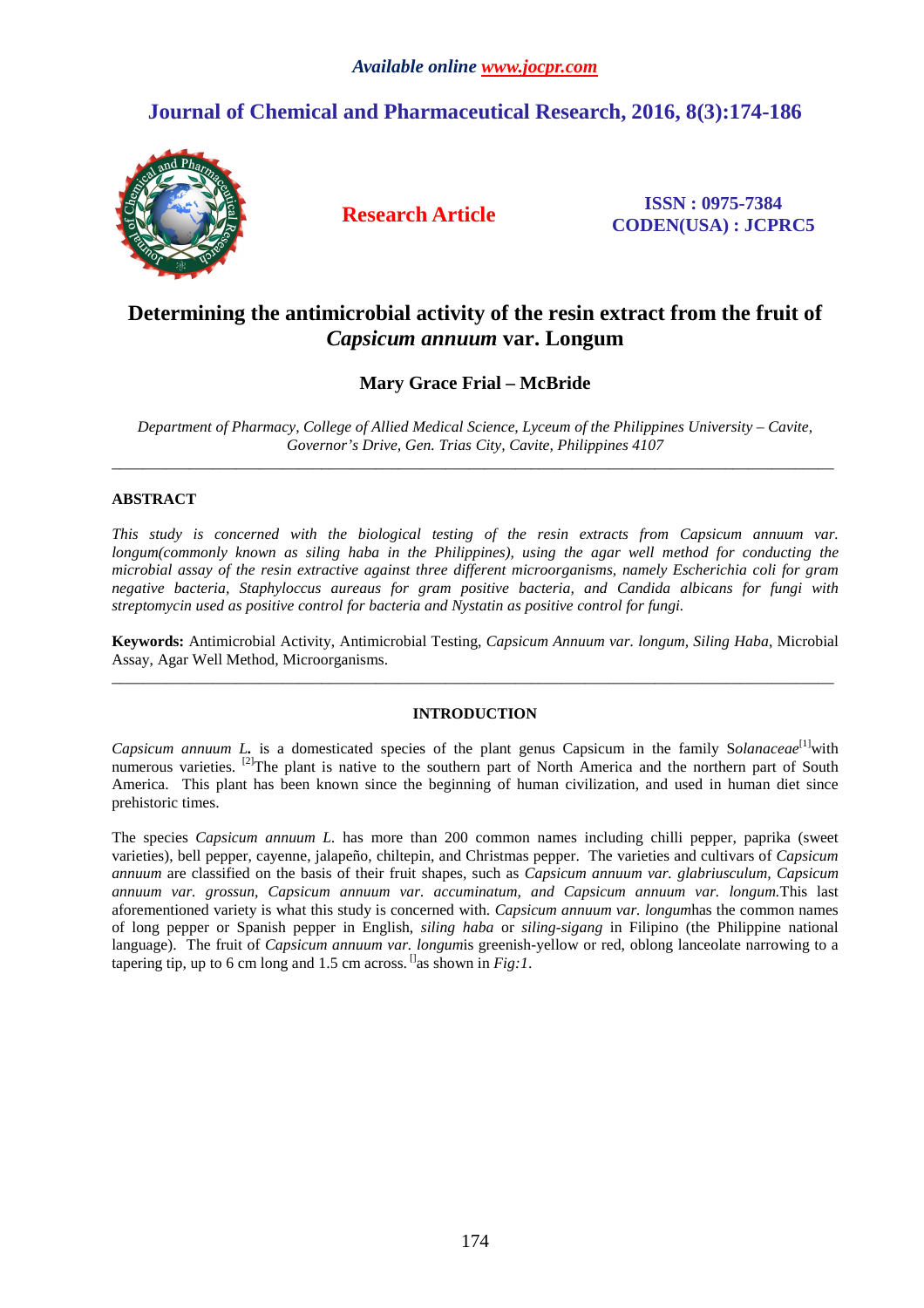# Determining the antimicrobial activity of the resin extract from the fruit of *Capsicum annuum* var. Longum

**Mary Grace Frial – McBride**

*Department of Pharmacy, College of Allied Medical Science, Lyceum of the Philippines University – Cavite, Governor's Drive, Gen. Trias City, Cavite, Philippines 4107*

---

## ABSTRACT

*This study is concerned with the biological testing of the resin extracts from Capsicum annuum var. longum(commonly known as siling haba in the Philippines), using the agar well method for conducting the microbial assay of the resin extractive against three different microorganisms, namely Escherichia coli for gram negative bacteria, Staphyloccus aureaus for gram positive bacteria, and Candida albicans for fungi with streptomycin used as positive control for bacteria and Nystatin as positive control for fungi.*

**Keywords:** Antimicrobial Activity, Antimicrobial Testing, *Capsicum Annuum var. longum, Siling Haba*, Microbial Assay, Agar Well Method, Microorganisms.

---

## INTRODUCTION

*Capsicum annuum L.* is a domesticated species of the plant genus Capsicum in the family S*olanaceae*[1]with numerous varieties. [2]The plant is native to the southern part of North America and the northern part of South America. This plant has been known since the beginning of human civilization, and used in human diet since prehistoric times.

The species *Capsicum annuum L.* has more than 200 common names including chilli pepper, paprika (sweet varieties), bell pepper, cayenne, jalapeño, chiltepin, and Christmas pepper. The varieties and cultivars of *Capsicum annuum* are classified on the basis of their fruit shapes, such as *Capsicum annuum var. glabriusculum, Capsicum annuum var. grossun, Capsicum annuum var. accuminatum, and Capsicum annuum var. longum.*This last aforementioned variety is what this study is concerned with. *Capsicum annuum var. longum*has the common names of long pepper or Spanish pepper in English, *siling haba* or *siling-sigang* in Filipino (the Philippine national language). The fruit of *Capsicum annuum var. longum*is greenish-yellow or red, oblong lanceolate narrowing to a tapering tip, up to 6 cm long and 1.5 cm across. []as shown in *Fig:1*.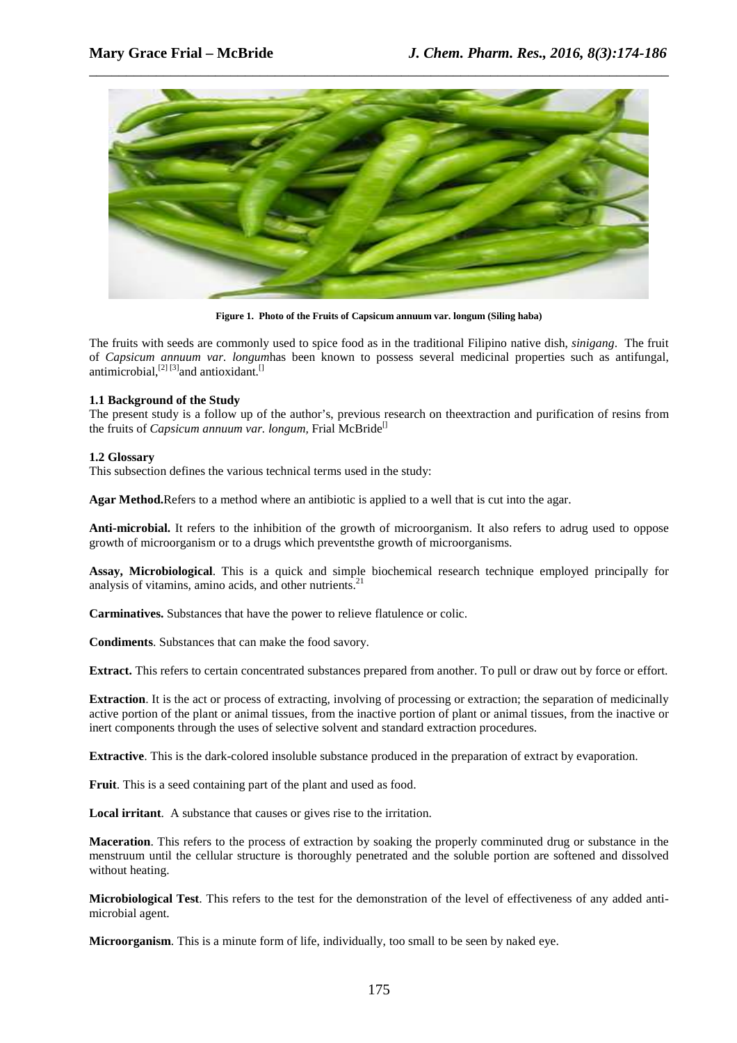Figure 1. Photo of the Fruits of Capsicum annuum var. longum (Siling haba)

The fruits with seeds are commonly used to spice food as in the traditional Filipino native dish, *sinigang*. The fruit of *Capsicum annuum var. longum*has been known to possess several medicinal properties such as antifungal, antimicrobial,[2] [3]and antioxidant.[]

**1.1 Background of the Study**

The present study is a follow up of the author's, previous research on theextraction and purification of resins from the fruits of *Capsicum annuum var. longum,* Frial McBride[]

**1.2 Glossary**

This subsection defines the various technical terms used in the study:

**Agar Method.**Refers to a method where an antibiotic is applied to a well that is cut into the agar.

**Anti-microbial.** It refers to the inhibition of the growth of microorganism. It also refers to adrug used to oppose growth of microorganism or to a drugs which preventsthe growth of microorganisms.

**Assay, Microbiological**. This is a quick and simple biochemical research technique employed principally for analysis of vitamins, amino acids, and other nutrients.[21]

**Carminatives.** Substances that have the power to relieve flatulence or colic.

**Condiments**. Substances that can make the food savory.

**Extract.** This refers to certain concentrated substances prepared from another. To pull or draw out by force or effort.

**Extraction**. It is the act or process of extracting, involving of processing or extraction; the separation of medicinally active portion of the plant or animal tissues, from the inactive portion of plant or animal tissues, from the inactive or inert components through the uses of selective solvent and standard extraction procedures.

**Extractive**. This is the dark-colored insoluble substance produced in the preparation of extract by evaporation.

**Fruit**. This is a seed containing part of the plant and used as food.

**Local irritant**. A substance that causes or gives rise to the irritation.

**Maceration**. This refers to the process of extraction by soaking the properly comminuted drug or substance in the menstruum until the cellular structure is thoroughly penetrated and the soluble portion are softened and dissolved without heating.

**Microbiological Test**. This refers to the test for the demonstration of the level of effectiveness of any added anti-microbial agent.

**Microorganism**. This is a minute form of life, individually, too small to be seen by naked eye.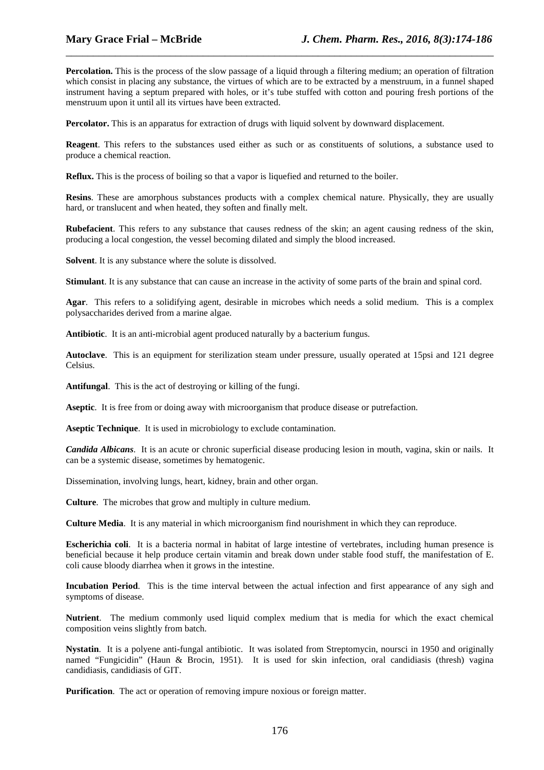**Percolation.** This is the process of the slow passage of a liquid through a filtering medium; an operation of filtration which consist in placing any substance, the virtues of which are to be extracted by a menstruum, in a funnel shaped instrument having a septum prepared with holes, or it's tube stuffed with cotton and pouring fresh portions of the menstruum upon it until all its virtues have been extracted.

**Percolator.** This is an apparatus for extraction of drugs with liquid solvent by downward displacement.

**Reagent**. This refers to the substances used either as such or as constituents of solutions, a substance used to produce a chemical reaction.

**Reflux.** This is the process of boiling so that a vapor is liquefied and returned to the boiler.

**Resins**. These are amorphous substances products with a complex chemical nature. Physically, they are usually hard, or translucent and when heated, they soften and finally melt.

**Rubefacient**. This refers to any substance that causes redness of the skin; an agent causing redness of the skin, producing a local congestion, the vessel becoming dilated and simply the blood increased.

**Solvent**. It is any substance where the solute is dissolved.

**Stimulant**. It is any substance that can cause an increase in the activity of some parts of the brain and spinal cord.

**Agar**. This refers to a solidifying agent, desirable in microbes which needs a solid medium. This is a complex polysaccharides derived from a marine algae.

**Antibiotic**. It is an anti-microbial agent produced naturally by a bacterium fungus.

**Autoclave**. This is an equipment for sterilization steam under pressure, usually operated at 15psi and 121 degree Celsius.

**Antifungal**. This is the act of destroying or killing of the fungi.

**Aseptic**. It is free from or doing away with microorganism that produce disease or putrefaction.

**Aseptic Technique**. It is used in microbiology to exclude contamination.

***Candida Albicans***. It is an acute or chronic superficial disease producing lesion in mouth, vagina, skin or nails. It can be a systemic disease, sometimes by hematogenic.

Dissemination, involving lungs, heart, kidney, brain and other organ.

**Culture**. The microbes that grow and multiply in culture medium.

**Culture Media**. It is any material in which microorganism find nourishment in which they can reproduce.

**Escherichia coli**. It is a bacteria normal in habitat of large intestine of vertebrates, including human presence is beneficial because it help produce certain vitamin and break down under stable food stuff, the manifestation of E. coli cause bloody diarrhea when it grows in the intestine.

**Incubation Period**. This is the time interval between the actual infection and first appearance of any sigh and symptoms of disease.

**Nutrient**. The medium commonly used liquid complex medium that is media for which the exact chemical composition veins slightly from batch.

**Nystatin**. It is a polyene anti-fungal antibiotic. It was isolated from Streptomycin, noursci in 1950 and originally named "Fungicidin" (Haun & Brocin, 1951). It is used for skin infection, oral candidiasis (thresh) vagina candidiasis, candidiasis of GIT.

**Purification**. The act or operation of removing impure noxious or foreign matter.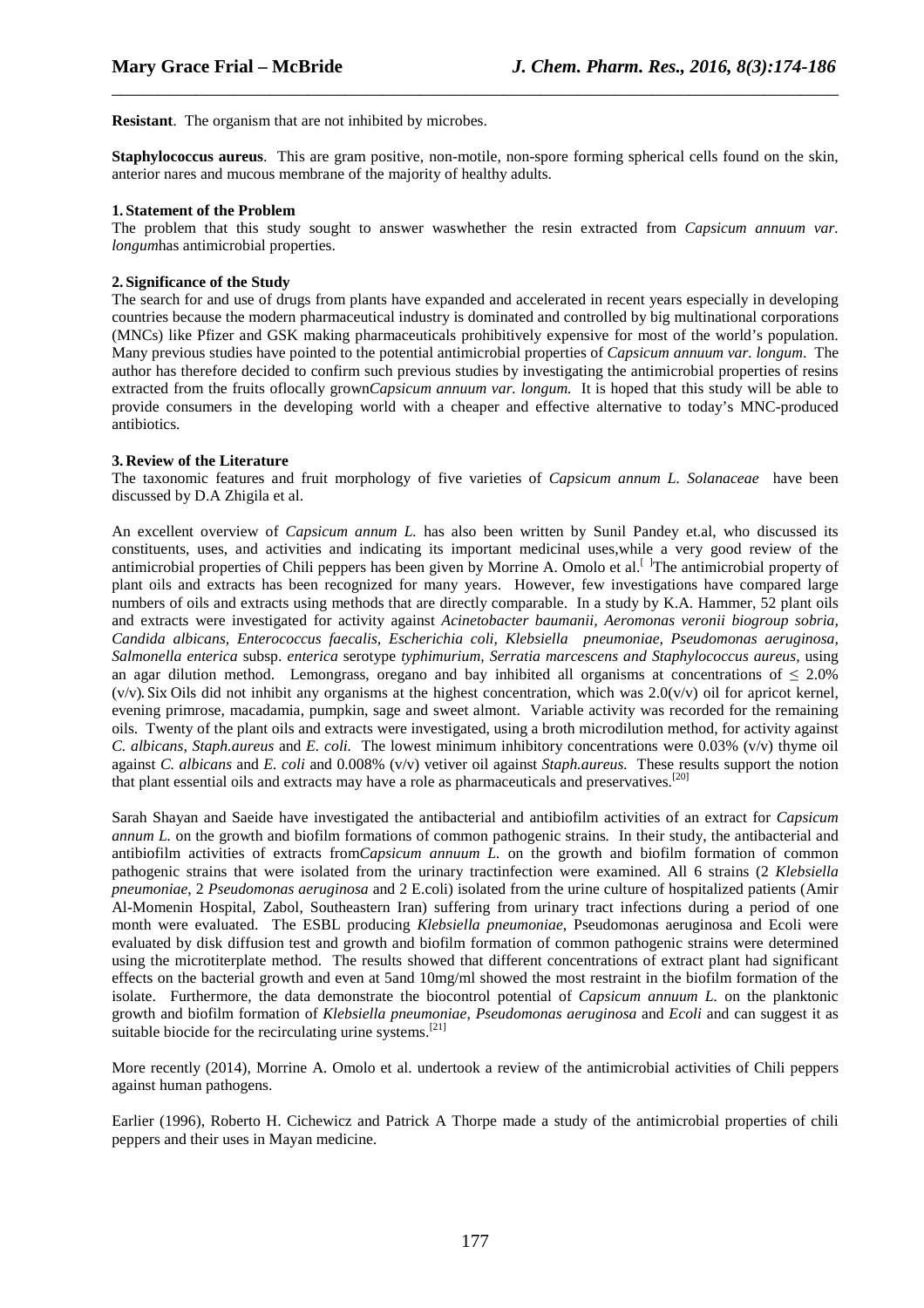**Resistant**. The organism that are not inhibited by microbes.

**Staphylococcus aureus**. This are gram positive, non-motile, non-spore forming spherical cells found on the skin, anterior nares and mucous membrane of the majority of healthy adults.

### 1. Statement of the Problem

The problem that this study sought to answer waswhether the resin extracted from *Capsicum annuum var. longum*has antimicrobial properties.

### 2. Significance of the Study

The search for and use of drugs from plants have expanded and accelerated in recent years especially in developing countries because the modern pharmaceutical industry is dominated and controlled by big multinational corporations (MNCs) like Pfizer and GSK making pharmaceuticals prohibitively expensive for most of the world's population. Many previous studies have pointed to the potential antimicrobial properties of *Capsicum annuum var. longum*. The author has therefore decided to confirm such previous studies by investigating the antimicrobial properties of resins extracted from the fruits oflocally grown*Capsicum annuum var. longum.* It is hoped that this study will be able to provide consumers in the developing world with a cheaper and effective alternative to today's MNC-produced antibiotics.

### 3. Review of the Literature

The taxonomic features and fruit morphology of five varieties of *Capsicum annum L. Solanaceae* have been discussed by D.A Zhigila et al.

An excellent overview of *Capsicum annum L.* has also been written by Sunil Pandey et.al, who discussed its constituents, uses, and activities and indicating its important medicinal uses,while a very good review of the antimicrobial properties of Chili peppers has been given by Morrine A. Omolo et al.[ ]The antimicrobial property of plant oils and extracts has been recognized for many years. However, few investigations have compared large numbers of oils and extracts using methods that are directly comparable. In a study by K.A. Hammer, 52 plant oils and extracts were investigated for activity against *Acinetobacter baumanii, Aeromonas veronii biogroup sobria, Candida albicans, Enterococcus faecalis, Escherichia coli, Klebsiella pneumoniae, Pseudomonas aeruginosa, Salmonella enterica* subsp. *enterica* serotype *typhimurium, Serratia marcescens and Staphylococcus aureus,* using an agar dilution method. Lemongrass, oregano and bay inhibited all organisms at concentrations of $\leq$ 2.0% (v/v). Six Oils did not inhibit any organisms at the highest concentration, which was 2.0(v/v) oil for apricot kernel, evening primrose, macadamia, pumpkin, sage and sweet almont. Variable activity was recorded for the remaining oils. Twenty of the plant oils and extracts were investigated, using a broth microdilution method, for activity against *C. albicans, Staph.aureus* and *E. coli.* The lowest minimum inhibitory concentrations were 0.03% (v/v) thyme oil against *C. albicans* and *E. coli* and 0.008% (v/v) vetiver oil against *Staph.aureus.* These results support the notion that plant essential oils and extracts may have a role as pharmaceuticals and preservatives.[20]

Sarah Shayan and Saeide have investigated the antibacterial and antibiofilm activities of an extract for *Capsicum annum L.* on the growth and biofilm formations of common pathogenic strains*.* In their study, the antibacterial and antibiofilm activities of extracts from*Capsicum annuum L.* on the growth and biofilm formation of common pathogenic strains that were isolated from the urinary tractinfection were examined. All 6 strains (2 *Klebsiella pneumoniae*, 2 *Pseudomonas aeruginosa* and 2 E.coli) isolated from the urine culture of hospitalized patients (Amir Al-Momenin Hospital, Zabol, Southeastern Iran) suffering from urinary tract infections during a period of one month were evaluated. The ESBL producing *Klebsiella pneumoniae*, Pseudomonas aeruginosa and Ecoli were evaluated by disk diffusion test and growth and biofilm formation of common pathogenic strains were determined using the microtiterplate method. The results showed that different concentrations of extract plant had significant effects on the bacterial growth and even at 5and 10mg/ml showed the most restraint in the biofilm formation of the isolate. Furthermore, the data demonstrate the biocontrol potential of *Capsicum annuum L.* on the planktonic growth and biofilm formation of *Klebsiella pneumoniae*, *Pseudomonas aeruginosa* and *Ecoli* and can suggest it as suitable biocide for the recirculating urine systems.[21]

More recently (2014), Morrine A. Omolo et al. undertook a review of the antimicrobial activities of Chili peppers against human pathogens.

Earlier (1996), Roberto H. Cichewicz and Patrick A Thorpe made a study of the antimicrobial properties of chili peppers and their uses in Mayan medicine.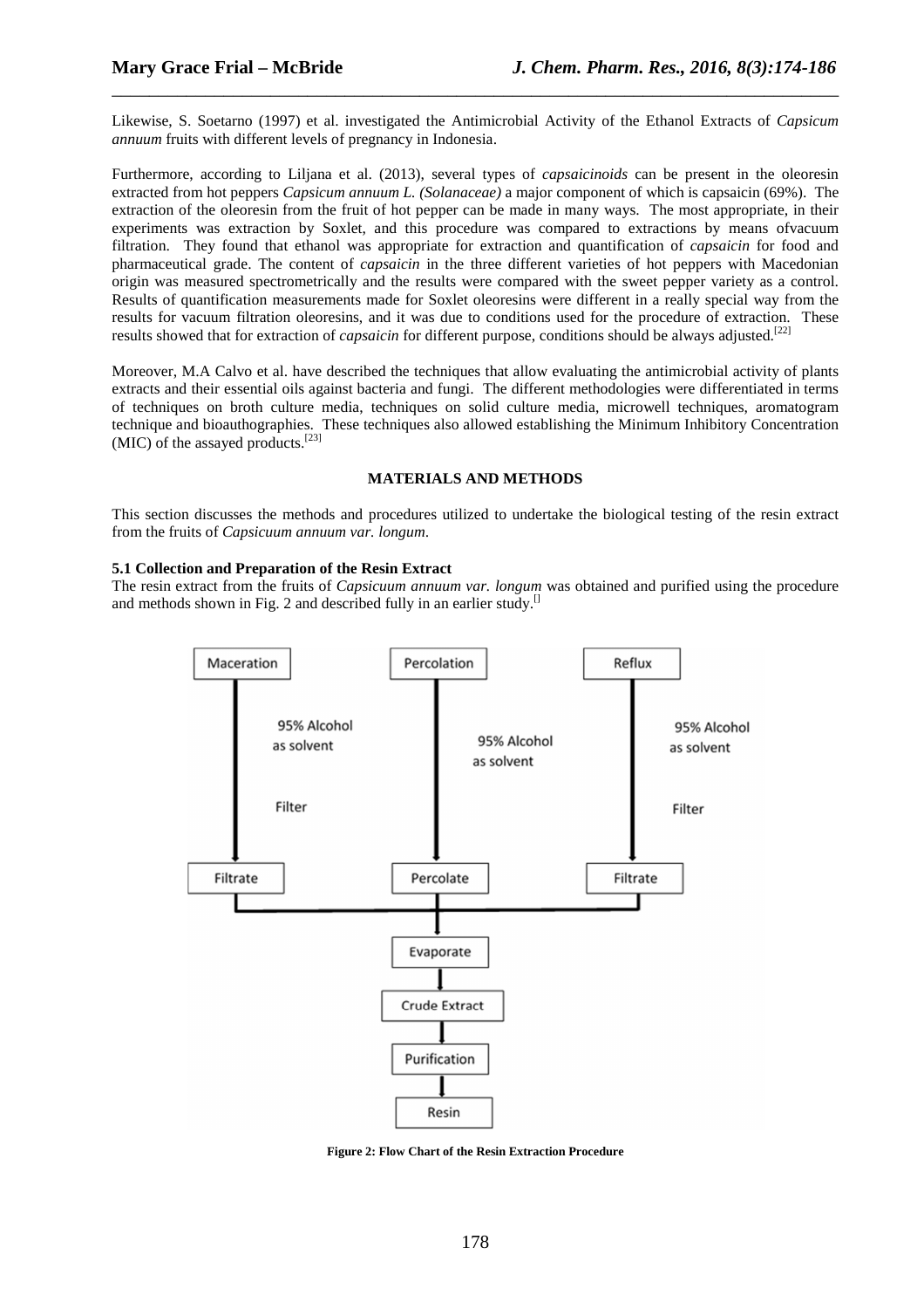Likewise, S. Soetarno (1997) et al. investigated the Antimicrobial Activity of the Ethanol Extracts of *Capsicum annuum* fruits with different levels of pregnancy in Indonesia.

Furthermore, according to Liljana et al. (2013), several types of *capsaicinoids* can be present in the oleoresin extracted from hot peppers *Capsicum annuum L. (Solanaceae)* a major component of which is capsaicin (69%). The extraction of the oleoresin from the fruit of hot pepper can be made in many ways. The most appropriate, in their experiments was extraction by Soxlet, and this procedure was compared to extractions by means ofvacuum filtration. They found that ethanol was appropriate for extraction and quantification of *capsaicin* for food and pharmaceutical grade. The content of *capsaicin* in the three different varieties of hot peppers with Macedonian origin was measured spectrometrically and the results were compared with the sweet pepper variety as a control. Results of quantification measurements made for Soxlet oleoresins were different in a really special way from the results for vacuum filtration oleoresins, and it was due to conditions used for the procedure of extraction. These results showed that for extraction of *capsaicin* for different purpose, conditions should be always adjusted.[22]

Moreover, M.A Calvo et al. have described the techniques that allow evaluating the antimicrobial activity of plants extracts and their essential oils against bacteria and fungi. The different methodologies were differentiated in terms of techniques on broth culture media, techniques on solid culture media, microwell techniques, aromatogram technique and bioauthographies. These techniques also allowed establishing the Minimum Inhibitory Concentration (MIC) of the assayed products.[23]

## MATERIALS AND METHODS

This section discusses the methods and procedures utilized to undertake the biological testing of the resin extract from the fruits of *Capsicuum annuum var. longum*.

### 5.1 Collection and Preparation of the Resin Extract

The resin extract from the fruits of *Capsicuum annuum var. longum* was obtained and purified using the procedure and methods shown in Fig. 2 and described fully in an earlier study.[]

- Maceration → 95% Alcohol as solvent → Filter → Filtrate
- Percolation → 95% Alcohol as solvent → Percolate
- Reflux → 95% Alcohol as solvent → Filter → Filtrate

Filtrate / Percolate / Filtrate → Evaporate → Crude Extract → Purification → Resin

**Figure 2: Flow Chart of the Resin Extraction Procedure**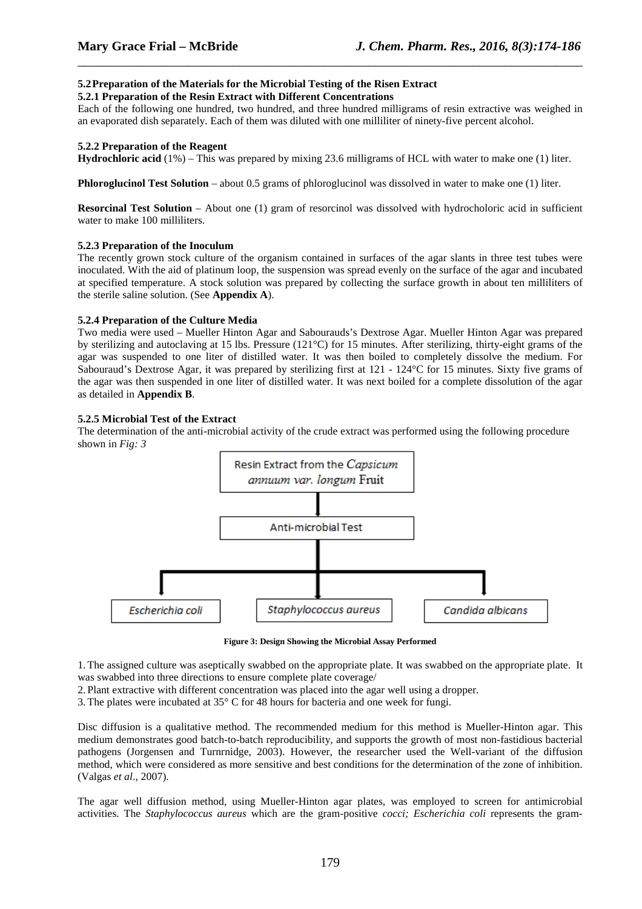### 5.2 Preparation of the Materials for the Microbial Testing of the Risen Extract

#### 5.2.1 Preparation of the Resin Extract with Different Concentrations

Each of the following one hundred, two hundred, and three hundred milligrams of resin extractive was weighed in an evaporated dish separately. Each of them was diluted with one milliliter of ninety-five percent alcohol.

#### 5.2.2 Preparation of the Reagent

**Hydrochloric acid** (1%) – This was prepared by mixing 23.6 milligrams of HCL with water to make one (1) liter.

**Phloroglucinol Test Solution** – about 0.5 grams of phloroglucinol was dissolved in water to make one (1) liter.

**Resorcinal Test Solution** – About one (1) gram of resorcinol was dissolved with hydrocholoric acid in sufficient water to make 100 milliliters.

#### 5.2.3 Preparation of the Inoculum

The recently grown stock culture of the organism contained in surfaces of the agar slants in three test tubes were inoculated. With the aid of platinum loop, the suspension was spread evenly on the surface of the agar and incubated at specified temperature. A stock solution was prepared by collecting the surface growth in about ten milliliters of the sterile saline solution. (See **Appendix A**).

#### 5.2.4 Preparation of the Culture Media

Two media were used – Mueller Hinton Agar and Sabourauds's Dextrose Agar. Mueller Hinton Agar was prepared by sterilizing and autoclaving at 15 lbs. Pressure (121°C) for 15 minutes. After sterilizing, thirty-eight grams of the agar was suspended to one liter of distilled water. It was then boiled to completely dissolve the medium. For Sabouraud's Dextrose Agar, it was prepared by sterilizing first at 121 - 124°C for 15 minutes. Sixty five grams of the agar was then suspended in one liter of distilled water. It was next boiled for a complete dissolution of the agar as detailed in **Appendix B**.

#### 5.2.5 Microbial Test of the Extract

The determination of the anti-microbial activity of the crude extract was performed using the following procedure shown in *Fig: 3*

Resin Extract from the *Capsicum annuum var. longum* Fruit → Anti-microbial Test → *Escherichia coli* | *Staphylococcus aureus* | *Candida albicans*

**Figure 3: Design Showing the Microbial Assay Performed**

1. The assigned culture was aseptically swabbed on the appropriate plate. It was swabbed on the appropriate plate. It was swabbed into three directions to ensure complete plate coverage/
2. Plant extractive with different concentration was placed into the agar well using a dropper.
3. The plates were incubated at 35° C for 48 hours for bacteria and one week for fungi.

Disc diffusion is a qualitative method. The recommended medium for this method is Mueller-Hinton agar. This medium demonstrates good batch-to-batch reproducibility, and supports the growth of most non-fastidious bacterial pathogens (Jorgensen and Turnrnidge, 2003). However, the researcher used the Well-variant of the diffusion method, which were considered as more sensitive and best conditions for the determination of the zone of inhibition. (Valgas *et al*., 2007).

The agar well diffusion method, using Mueller-Hinton agar plates, was employed to screen for antimicrobial activities. The *Staphylococcus aureus* which are the gram-positive *cocci; Escherichia coli* represents the gram-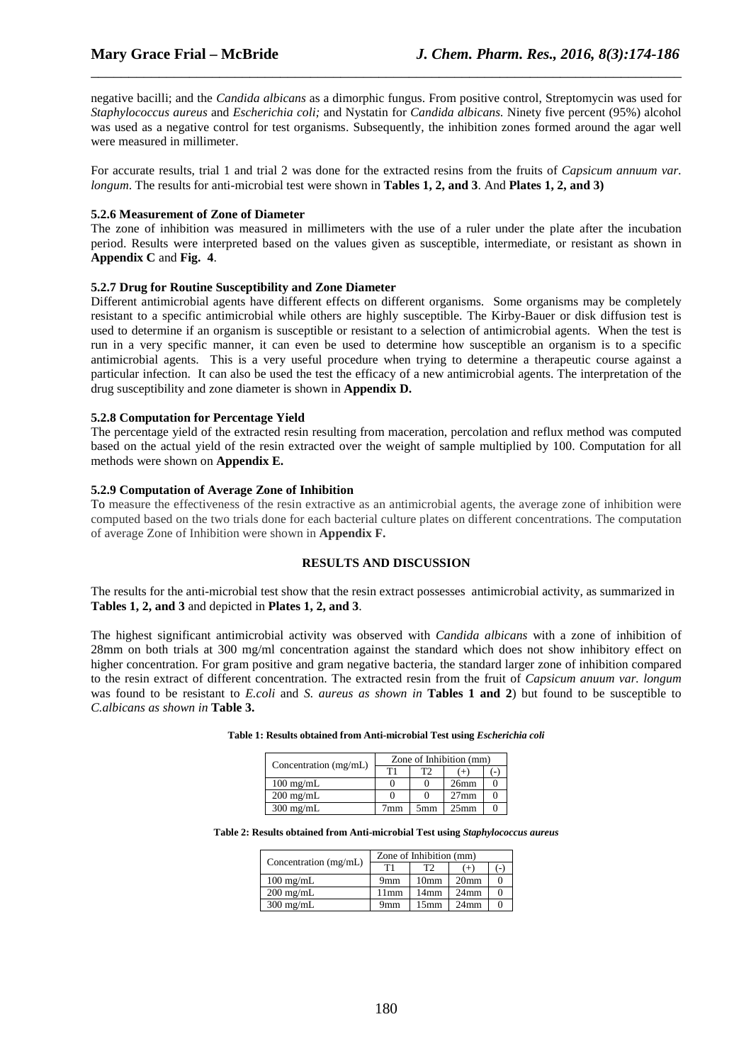negative bacilli; and the *Candida albicans* as a dimorphic fungus. From positive control, Streptomycin was used for *Staphylococcus aureus* and *Escherichia coli;* and Nystatin for *Candida albicans.* Ninety five percent (95%) alcohol was used as a negative control for test organisms. Subsequently, the inhibition zones formed around the agar well were measured in millimeter.

For accurate results, trial 1 and trial 2 was done for the extracted resins from the fruits of *Capsicum annuum var. longum*. The results for anti-microbial test were shown in **Tables 1, 2, and 3**. And **Plates 1, 2, and 3)**

### 5.2.6 Measurement of Zone of Diameter

The zone of inhibition was measured in millimeters with the use of a ruler under the plate after the incubation period. Results were interpreted based on the values given as susceptible, intermediate, or resistant as shown in **Appendix C** and **Fig. 4**.

### 5.2.7 Drug for Routine Susceptibility and Zone Diameter

Different antimicrobial agents have different effects on different organisms. Some organisms may be completely resistant to a specific antimicrobial while others are highly susceptible. The Kirby-Bauer or disk diffusion test is used to determine if an organism is susceptible or resistant to a selection of antimicrobial agents. When the test is run in a very specific manner, it can even be used to determine how susceptible an organism is to a specific antimicrobial agents. This is a very useful procedure when trying to determine a therapeutic course against a particular infection. It can also be used the test the efficacy of a new antimicrobial agents. The interpretation of the drug susceptibility and zone diameter is shown in **Appendix D.**

### 5.2.8 Computation for Percentage Yield

The percentage yield of the extracted resin resulting from maceration, percolation and reflux method was computed based on the actual yield of the resin extracted over the weight of sample multiplied by 100. Computation for all methods were shown on **Appendix E.**

### 5.2.9 Computation of Average Zone of Inhibition

To measure the effectiveness of the resin extractive as an antimicrobial agents, the average zone of inhibition were computed based on the two trials done for each bacterial culture plates on different concentrations. The computation of average Zone of Inhibition were shown in **Appendix F.**

## RESULTS AND DISCUSSION

The results for the anti-microbial test show that the resin extract possesses antimicrobial activity, as summarized in **Tables 1, 2, and 3** and depicted in **Plates 1, 2, and 3**.

The highest significant antimicrobial activity was observed with *Candida albicans* with a zone of inhibition of 28mm on both trials at 300 mg/ml concentration against the standard which does not show inhibitory effect on higher concentration. For gram positive and gram negative bacteria, the standard larger zone of inhibition compared to the resin extract of different concentration. The extracted resin from the fruit of *Capsicum anuum var. longum* was found to be resistant to *E.coli* and *S. aureus as shown in* **Tables 1 and 2**) but found to be susceptible to *C.albicans as shown in* **Table 3.**

**Table 1: Results obtained from Anti-microbial Test using *Escherichia coli***

| Concentration (mg/mL) | Zone of Inhibition (mm) | | | |
|---|---|---|---|---|
| | T1 | T2 | (+) | (-) |
| 100 mg/mL | 0 | 0 | 26mm | 0 |
| 200 mg/mL | 0 | 0 | 27mm | 0 |
| 300 mg/mL | 7mm | 5mm | 25mm | 0 |

**Table 2: Results obtained from Anti-microbial Test using *Staphylococcus aureus***

| Concentration (mg/mL) | Zone of Inhibition (mm) | | | |
|---|---|---|---|---|
| | T1 | T2 | (+) | (-) |
| 100 mg/mL | 9mm | 10mm | 20mm | 0 |
| 200 mg/mL | 11mm | 14mm | 24mm | 0 |
| 300 mg/mL | 9mm | 15mm | 24mm | 0 |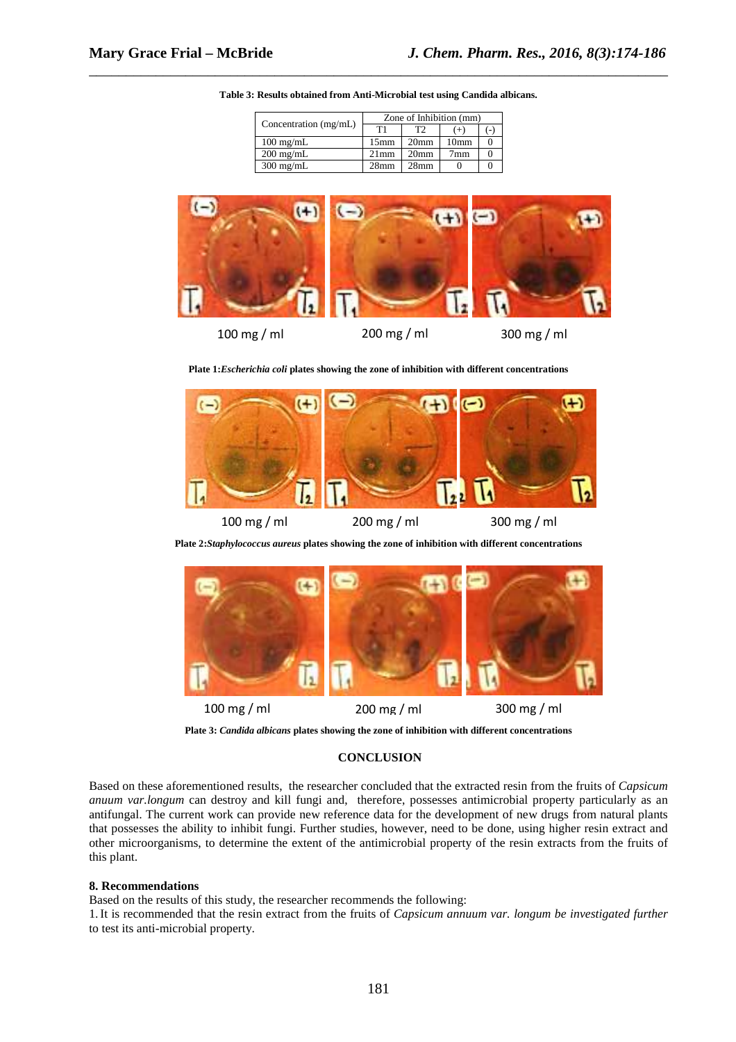**Table 3: Results obtained from Anti-Microbial test using Candida albicans.**

| Concentration (mg/mL) | Zone of Inhibition (mm) | | | |
|---|---|---|---|---|
| | T1 | T2 | (+) | (-) |
| 100 mg/mL | 15mm | 20mm | 10mm | 0 |
| 200 mg/mL | 21mm | 20mm | 7mm | 0 |
| 300 mg/mL | 28mm | 28mm | 0 | 0 |

100 mg / ml 200 mg / ml 300 mg / ml

**Plate 1:*Escherichia coli* plates showing the zone of inhibition with different concentrations**

100 mg / ml 200 mg / ml 300 mg / ml

**Plate 2:*Staphylococcus aureus* plates showing the zone of inhibition with different concentrations**

100 mg / ml 200 mg / ml 300 mg / ml

**Plate 3: *Candida albicans* plates showing the zone of inhibition with different concentrations**

## CONCLUSION

Based on these aforementioned results, the researcher concluded that the extracted resin from the fruits of *Capsicum anuum var.longum* can destroy and kill fungi and, therefore, possesses antimicrobial property particularly as an antifungal. The current work can provide new reference data for the development of new drugs from natural plants that possesses the ability to inhibit fungi. Further studies, however, need to be done, using higher resin extract and other microorganisms, to determine the extent of the antimicrobial property of the resin extracts from the fruits of this plant.

### 8. Recommendations

Based on the results of this study, the researcher recommends the following:

1. It is recommended that the resin extract from the fruits of *Capsicum annuum var. longum be investigated further* to test its anti-microbial property.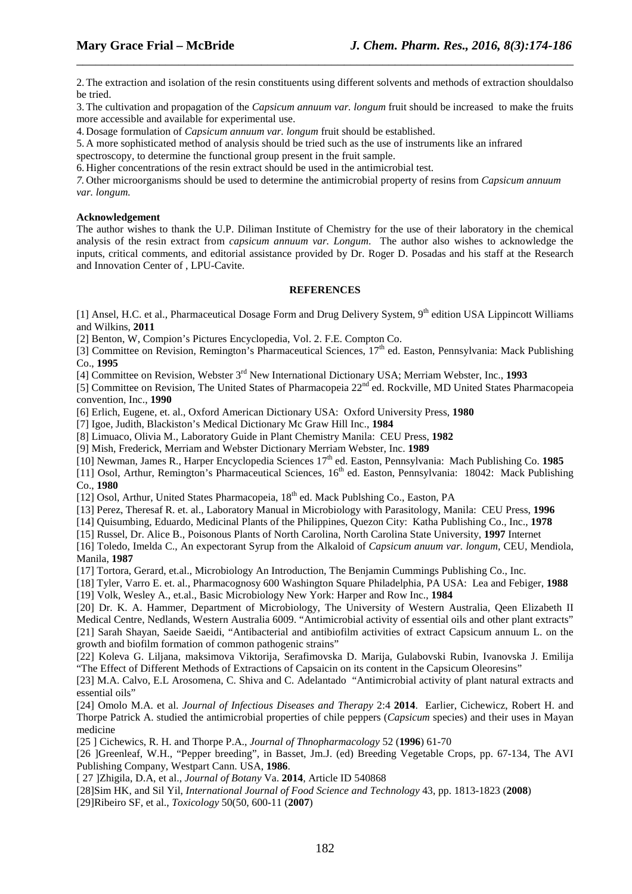2. The extraction and isolation of the resin constituents using different solvents and methods of extraction shouldalso be tried.

3. The cultivation and propagation of the *Capsicum annuum var. longum* fruit should be increased to make the fruits more accessible and available for experimental use.

4. Dosage formulation of *Capsicum annuum var. longum* fruit should be established.

5. A more sophisticated method of analysis should be tried such as the use of instruments like an infrared spectroscopy, to determine the functional group present in the fruit sample.

6. Higher concentrations of the resin extract should be used in the antimicrobial test.

*7.* Other microorganisms should be used to determine the antimicrobial property of resins from *Capsicum annuum var. longum.*

**Acknowledgement**

The author wishes to thank the U.P. Diliman Institute of Chemistry for the use of their laboratory in the chemical analysis of the resin extract from *capsicum annuum var. Longum.* The author also wishes to acknowledge the inputs, critical comments, and editorial assistance provided by Dr. Roger D. Posadas and his staff at the Research and Innovation Center of , LPU-Cavite.

## REFERENCES

[1] Ansel, H.C. et al., Pharmaceutical Dosage Form and Drug Delivery System, 9th edition USA Lippincott Williams and Wilkins, **2011**

[2] Benton, W, Compion's Pictures Encyclopedia, Vol. 2. F.E. Compton Co.

[3] Committee on Revision, Remington's Pharmaceutical Sciences, 17th ed. Easton, Pennsylvania: Mack Publishing Co., **1995**

[4] Committee on Revision, Webster 3rd New International Dictionary USA; Merriam Webster, Inc., **1993**

[5] Committee on Revision, The United States of Pharmacopeia 22nd ed. Rockville, MD United States Pharmacopeia convention, Inc., **1990**

[6] Erlich, Eugene, et. al., Oxford American Dictionary USA: Oxford University Press, **1980**

[7] Igoe, Judith, Blackiston's Medical Dictionary Mc Graw Hill Inc., **1984**

[8] Limuaco, Olivia M., Laboratory Guide in Plant Chemistry Manila: CEU Press, **1982**

[9] Mish, Frederick, Merriam and Webster Dictionary Merriam Webster, Inc. **1989**

[10] Newman, James R., Harper Encyclopedia Sciences 17th ed. Easton, Pennsylvania: Mach Publishing Co. **1985**

[11] Osol, Arthur, Remington's Pharmaceutical Sciences, 16th ed. Easton, Pennsylvania: 18042: Mack Publishing Co., **1980**

[12] Osol, Arthur, United States Pharmacopeia, 18th ed. Mack Publshing Co., Easton, PA

[13] Perez, Theresaf R. et. al., Laboratory Manual in Microbiology with Parasitology, Manila: CEU Press, **1996**

[14] Quisumbing, Eduardo, Medicinal Plants of the Philippines, Quezon City: Katha Publishing Co., Inc., **1978**

[15] Russel, Dr. Alice B., Poisonous Plants of North Carolina, North Carolina State University, **1997** Internet

[16] Toledo, Imelda C., An expectorant Syrup from the Alkaloid of *Capsicum anuum var. longum*, CEU, Mendiola, Manila, **1987**

[17] Tortora, Gerard, et.al., Microbiology An Introduction, The Benjamin Cummings Publishing Co., Inc.

[18] Tyler, Varro E. et. al., Pharmacognosy 600 Washington Square Philadelphia, PA USA: Lea and Febiger, **1988**

[19] Volk, Wesley A., et.al., Basic Microbiology New York: Harper and Row Inc., **1984**

[20] Dr. K. A. Hammer, Department of Microbiology, The University of Western Australia, Qeen Elizabeth II Medical Centre, Nedlands, Western Australia 6009. "Antimicrobial activity of essential oils and other plant extracts"

[21] Sarah Shayan, Saeide Saeidi, "Antibacterial and antibiofilm activities of extract Capsicum annuum L. on the growth and biofilm formation of common pathogenic strains"

[22] Koleva G. Liljana, maksimova Viktorija, Serafimovska D. Marija, Gulabovski Rubin, Ivanovska J. Emilija "The Effect of Different Methods of Extractions of Capsaicin on its content in the Capsicum Oleoresins"

[23] M.A. Calvo, E.L Arosomena, C. Shiva and C. Adelantado "Antimicrobial activity of plant natural extracts and essential oils"

[24] Omolo M.A. et al. *Journal of Infectious Diseases and Therapy* 2:4 **2014**. Earlier, Cichewicz, Robert H. and Thorpe Patrick A. studied the antimicrobial properties of chile peppers (*Capsicum* species) and their uses in Mayan medicine

[25 ] Cichewics, R. H. and Thorpe P.A., *Journal of Thnopharmacology* 52 (**1996**) 61-70

[26 ]Greenleaf, W.H., "Pepper breeding", in Basset, Jm.J. (ed) Breeding Vegetable Crops, pp. 67-134, The AVI Publishing Company, Westpart Cann. USA, **1986**.

[ 27 ]Zhigila, D.A, et al., *Journal of Botany* Va. **2014**, Article ID 540868

[28]Sim HK, and Sil Yil, *International Journal of Food Science and Technology* 43, pp. 1813-1823 (**2008**)

[29]Ribeiro SF, et al., *Toxicology* 50(50, 600-11 (**2007**)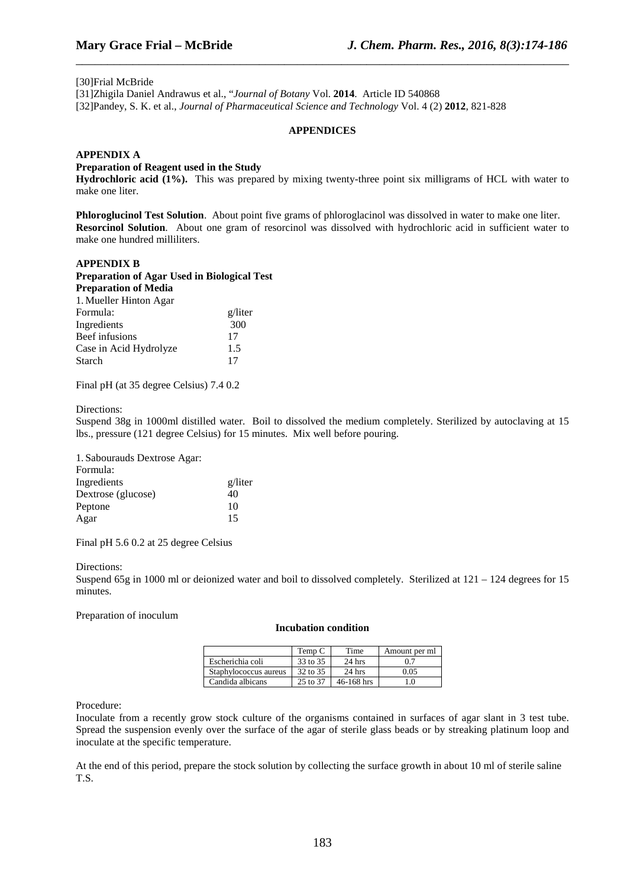[30]Frial McBride
[31]Zhigila Daniel Andrawus et al., "*Journal of Botany* Vol. **2014**. Article ID 540868
[32]Pandey, S. K. et al., *Journal of Pharmaceutical Science and Technology* Vol. 4 (2) **2012**, 821-828

## APPENDICES

### APPENDIX A

**Preparation of Reagent used in the Study**

**Hydrochloric acid (1%).** This was prepared by mixing twenty-three point six milligrams of HCL with water to make one liter.

**Phloroglucinol Test Solution**. About point five grams of phloroglacinol was dissolved in water to make one liter.
**Resorcinol Solution**. About one gram of resorcinol was dissolved with hydrochloric acid in sufficient water to make one hundred milliliters.

### APPENDIX B

**Preparation of Agar Used in Biological Test**

**Preparation of Media**

1. Mueller Hinton Agar

| Formula: | g/liter |
|---|---|
| Ingredients | 300 |
| Beef infusions | 17 |
| Case in Acid Hydrolyze | 1.5 |
| Starch | 17 |

Final pH (at 35 degree Celsius) 7.4 0.2

Directions:
Suspend 38g in 1000ml distilled water. Boil to dissolved the medium completely. Sterilized by autoclaving at 15 lbs., pressure (121 degree Celsius) for 15 minutes. Mix well before pouring.

1. Sabourauds Dextrose Agar:

Formula:

| Ingredients | g/liter |
|---|---|
| Dextrose (glucose) | 40 |
| Peptone | 10 |
| Agar | 15 |

Final pH 5.6 0.2 at 25 degree Celsius

Directions:
Suspend 65g in 1000 ml or deionized water and boil to dissolved completely. Sterilized at 121 – 124 degrees for 15 minutes.

Preparation of inoculum

**Incubation condition**

| | Temp C | Time | Amount per ml |
|---|---|---|---|
| Escherichia coli | 33 to 35 | 24 hrs | 0.7 |
| Staphylococcus aureus | 32 to 35 | 24 hrs | 0.05 |
| Candida albicans | 25 to 37 | 46-168 hrs | 1.0 |

Procedure:
Inoculate from a recently grow stock culture of the organisms contained in surfaces of agar slant in 3 test tube. Spread the suspension evenly over the surface of the agar of sterile glass beads or by streaking platinum loop and inoculate at the specific temperature.

At the end of this period, prepare the stock solution by collecting the surface growth in about 10 ml of sterile saline T.S.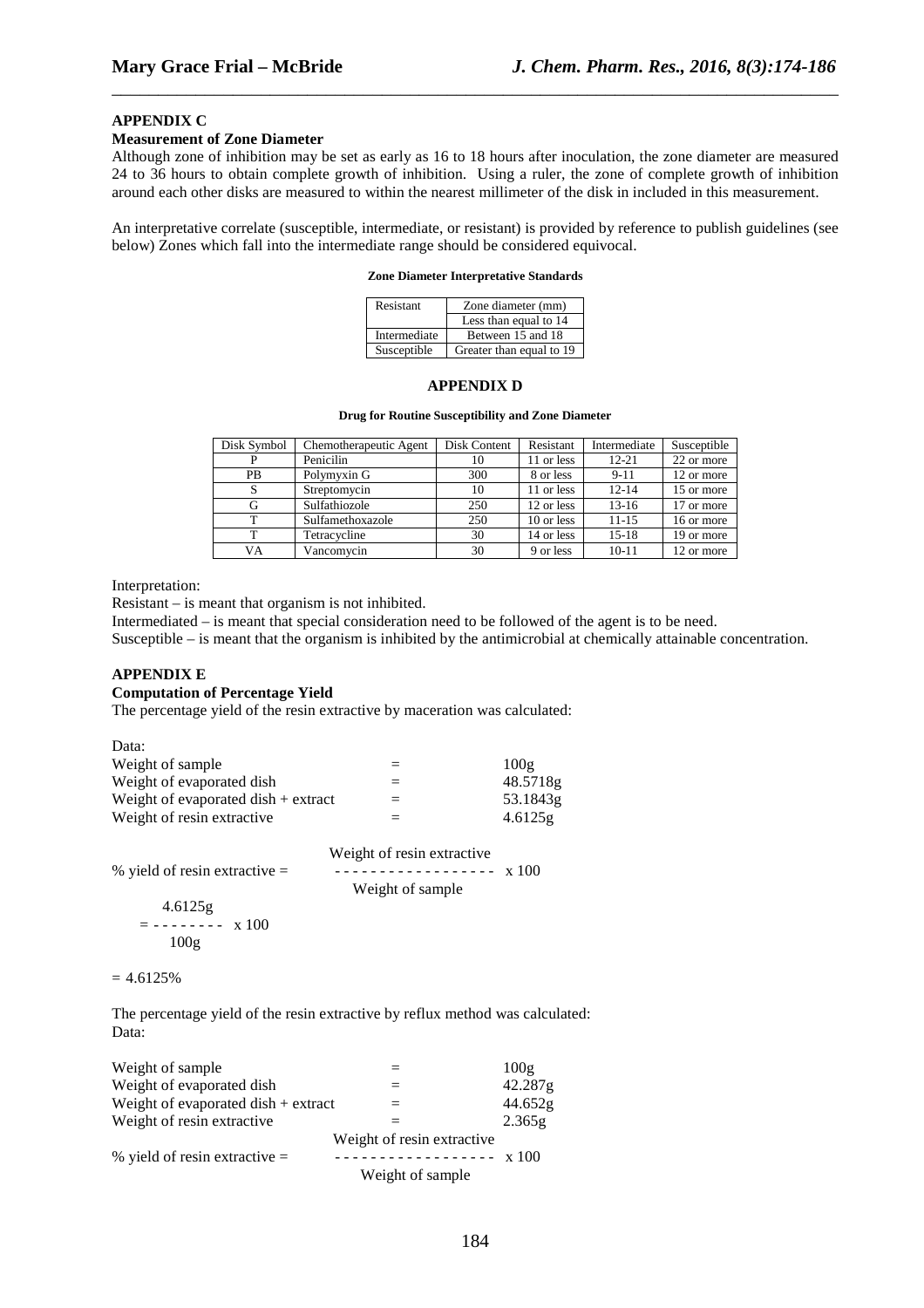## APPENDIX C

### Measurement of Zone Diameter

Although zone of inhibition may be set as early as 16 to 18 hours after inoculation, the zone diameter are measured 24 to 36 hours to obtain complete growth of inhibition. Using a ruler, the zone of complete growth of inhibition around each other disks are measured to within the nearest millimeter of the disk in included in this measurement.

An interpretative correlate (susceptible, intermediate, or resistant) is provided by reference to publish guidelines (see below) Zones which fall into the intermediate range should be considered equivocal.

**Zone Diameter Interpretative Standards**

| Resistant | Zone diameter (mm) |
|---|---|
| | Less than equal to 14 |
| Intermediate | Between 15 and 18 |
| Susceptible | Greater than equal to 19 |

## APPENDIX D

**Drug for Routine Susceptibility and Zone Diameter**

| Disk Symbol | Chemotherapeutic Agent | Disk Content | Resistant | Intermediate | Susceptible |
|---|---|---|---|---|---|
| P | Penicilin | 10 | 11 or less | 12-21 | 22 or more |
| PB | Polymyxin G | 300 | 8 or less | 9-11 | 12 or more |
| S | Streptomycin | 10 | 11 or less | 12-14 | 15 or more |
| G | Sulfathiozole | 250 | 12 or less | 13-16 | 17 or more |
| T | Sulfamethoxazole | 250 | 10 or less | 11-15 | 16 or more |
| T | Tetracycline | 30 | 14 or less | 15-18 | 19 or more |
| VA | Vancomycin | 30 | 9 or less | 10-11 | 12 or more |

Interpretation:

Resistant – is meant that organism is not inhibited.

Intermediated – is meant that special consideration need to be followed of the agent is to be need.

Susceptible – is meant that the organism is inhibited by the antimicrobial at chemically attainable concentration.

## APPENDIX E

### Computation of Percentage Yield

The percentage yield of the resin extractive by maceration was calculated:

Data:

| | | |
|---|---|---|
| Weight of sample | = | 100g |
| Weight of evaporated dish | = | 48.5718g |
| Weight of evaporated dish + extract | = | 53.1843g |
| Weight of resin extractive | = | 4.6125g |

$$\% \text{ yield of resin extractive} = \frac{\text{Weight of resin extractive}}{\text{Weight of sample}} \times 100$$

$$= \frac{4.6125\text{g}}{100\text{g}} \times 100$$

$= 4.6125\%$

The percentage yield of the resin extractive by reflux method was calculated:

Data:

| | | |
|---|---|---|
| Weight of sample | = | 100g |
| Weight of evaporated dish | = | 42.287g |
| Weight of evaporated dish + extract | = | 44.652g |
| Weight of resin extractive | = | 2.365g |

$$\% \text{ yield of resin extractive} = \frac{\text{Weight of resin extractive}}{\text{Weight of sample}} \times 100$$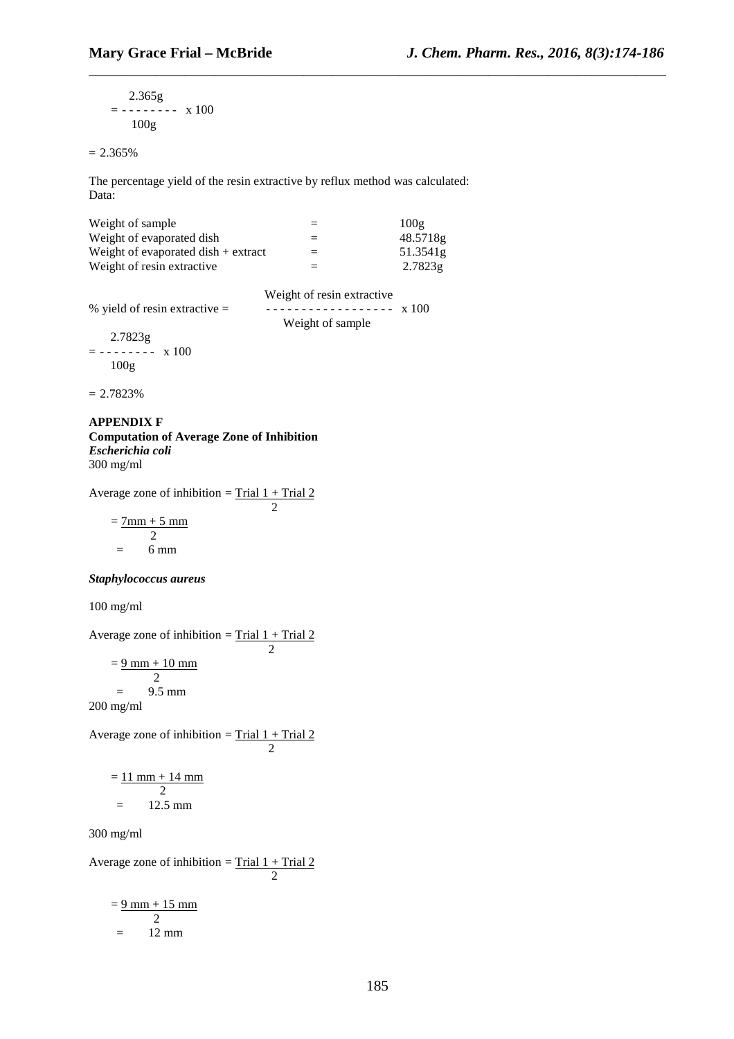$$= \frac{2.365g}{100g} \times 100$$

$= 2.365\%$

The percentage yield of the resin extractive by reflux method was calculated:
Data:

| | | |
|---|---|---|
| Weight of sample | = | 100g |
| Weight of evaporated dish | = | 48.5718g |
| Weight of evaporated dish + extract | = | 51.3541g |
| Weight of resin extractive | = | 2.7823g |

$$\%\text{ yield of resin extractive} = \frac{\text{Weight of resin extractive}}{\text{Weight of sample}} \times 100$$

$$= \frac{2.7823g}{100g} \times 100$$

$= 2.7823\%$

**APPENDIX F**

**Computation of Average Zone of Inhibition**

***Escherichia coli***

300 mg/ml

$$\text{Average zone of inhibition} = \frac{\text{Trial 1} + \text{Trial 2}}{2}$$

$$= \frac{7mm + 5\ mm}{2}$$

$$= 6\ mm$$

***Staphylococcus aureus***

100 mg/ml

$$\text{Average zone of inhibition} = \frac{\text{Trial 1} + \text{Trial 2}}{2}$$

$$= \frac{9\ mm + 10\ mm}{2}$$

$$= 9.5\ mm$$

200 mg/ml

$$\text{Average zone of inhibition} = \frac{\text{Trial 1} + \text{Trial 2}}{2}$$

$$= \frac{11\ mm + 14\ mm}{2}$$

$$= 12.5\ mm$$

300 mg/ml

$$\text{Average zone of inhibition} = \frac{\text{Trial 1} + \text{Trial 2}}{2}$$

$$= \frac{9\ mm + 15\ mm}{2}$$

$$= 12\ mm$$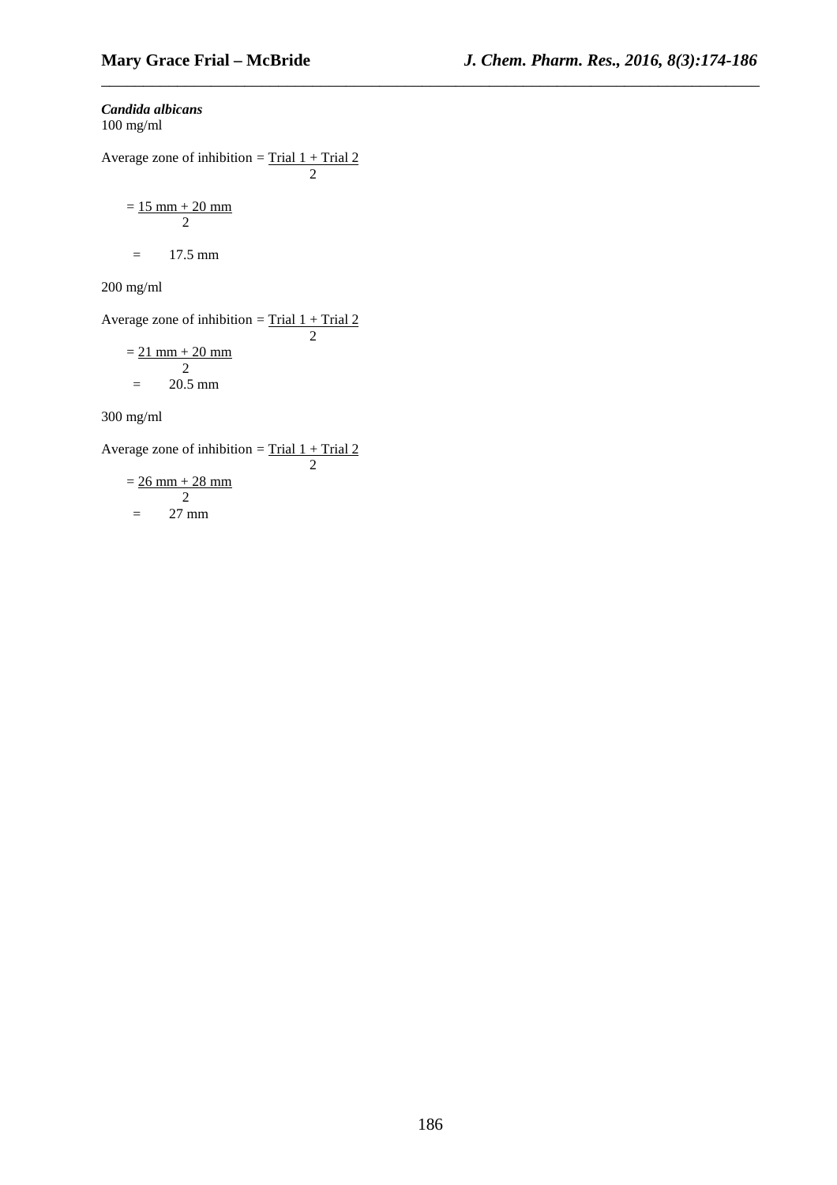***Candida albicans***

100 mg/ml

$$\text{Average zone of inhibition} = \frac{\text{Trial 1} + \text{Trial 2}}{2}$$

$$= \frac{15 \text{ mm} + 20 \text{ mm}}{2}$$

$$= 17.5 \text{ mm}$$

200 mg/ml

$$\text{Average zone of inhibition} = \frac{\text{Trial 1} + \text{Trial 2}}{2}$$

$$= \frac{21 \text{ mm} + 20 \text{ mm}}{2}$$

$$= 20.5 \text{ mm}$$

300 mg/ml

$$\text{Average zone of inhibition} = \frac{\text{Trial 1} + \text{Trial 2}}{2}$$

$$= \frac{26 \text{ mm} + 28 \text{ mm}}{2}$$

$$= 27 \text{ mm}$$